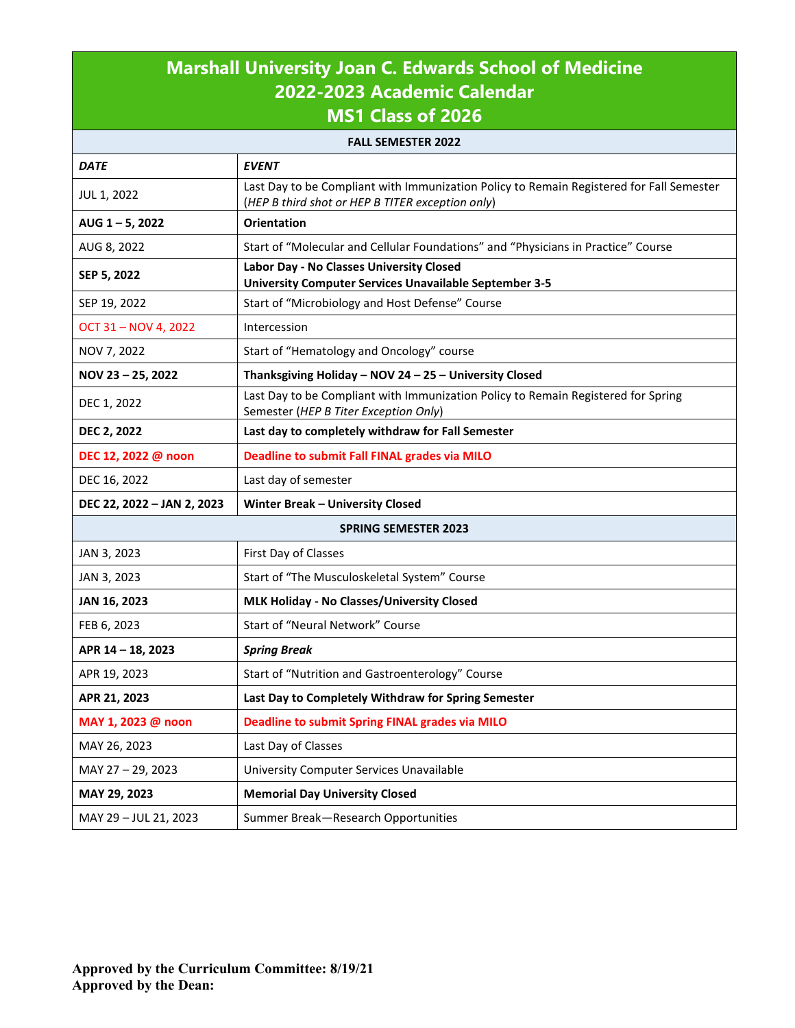# Marshall University Joan C. Edwards School of Medicine
# 2022-2023 Academic Calendar
# MS1 Class of 2026

| **FALL SEMESTER 2022** | |
|---|---|
| ***DATE*** | ***EVENT*** |
| JUL 1, 2022 | Last Day to be Compliant with Immunization Policy to Remain Registered for Fall Semester (*HEP B third shot or HEP B TITER exception only*) |
| **AUG 1 – 5, 2022** | **Orientation** |
| AUG 8, 2022 | Start of "Molecular and Cellular Foundations" and "Physicians in Practice" Course |
| **SEP 5, 2022** | **Labor Day - No Classes University Closed University Computer Services Unavailable September 3-5** |
| SEP 19, 2022 | Start of "Microbiology and Host Defense" Course |
| OCT 31 – NOV 4, 2022 | Intercession |
| NOV 7, 2022 | Start of "Hematology and Oncology" course |
| **NOV 23 – 25, 2022** | **Thanksgiving Holiday – NOV 24 – 25 – University Closed** |
| DEC 1, 2022 | Last Day to be Compliant with Immunization Policy to Remain Registered for Spring Semester (*HEP B Titer Exception Only*) |
| **DEC 2, 2022** | **Last day to completely withdraw for Fall Semester** |
| **DEC 12, 2022 @ noon** | **Deadline to submit Fall FINAL grades via MILO** |
| DEC 16, 2022 | Last day of semester |
| **DEC 22, 2022 – JAN 2, 2023** | **Winter Break – University Closed** |
| **SPRING SEMESTER 2023** | |
| JAN 3, 2023 | First Day of Classes |
| JAN 3, 2023 | Start of "The Musculoskeletal System" Course |
| **JAN 16, 2023** | **MLK Holiday - No Classes/University Closed** |
| FEB 6, 2023 | Start of "Neural Network" Course |
| **APR 14 – 18, 2023** | ***Spring Break*** |
| APR 19, 2023 | Start of "Nutrition and Gastroenterology" Course |
| **APR 21, 2023** | **Last Day to Completely Withdraw for Spring Semester** |
| **MAY 1, 2023 @ noon** | **Deadline to submit Spring FINAL grades via MILO** |
| MAY 26, 2023 | Last Day of Classes |
| MAY 27 – 29, 2023 | University Computer Services Unavailable |
| **MAY 29, 2023** | **Memorial Day University Closed** |
| MAY 29 – JUL 21, 2023 | Summer Break—Research Opportunities |

**Approved by the Curriculum Committee: 8/19/21**
**Approved by the Dean:**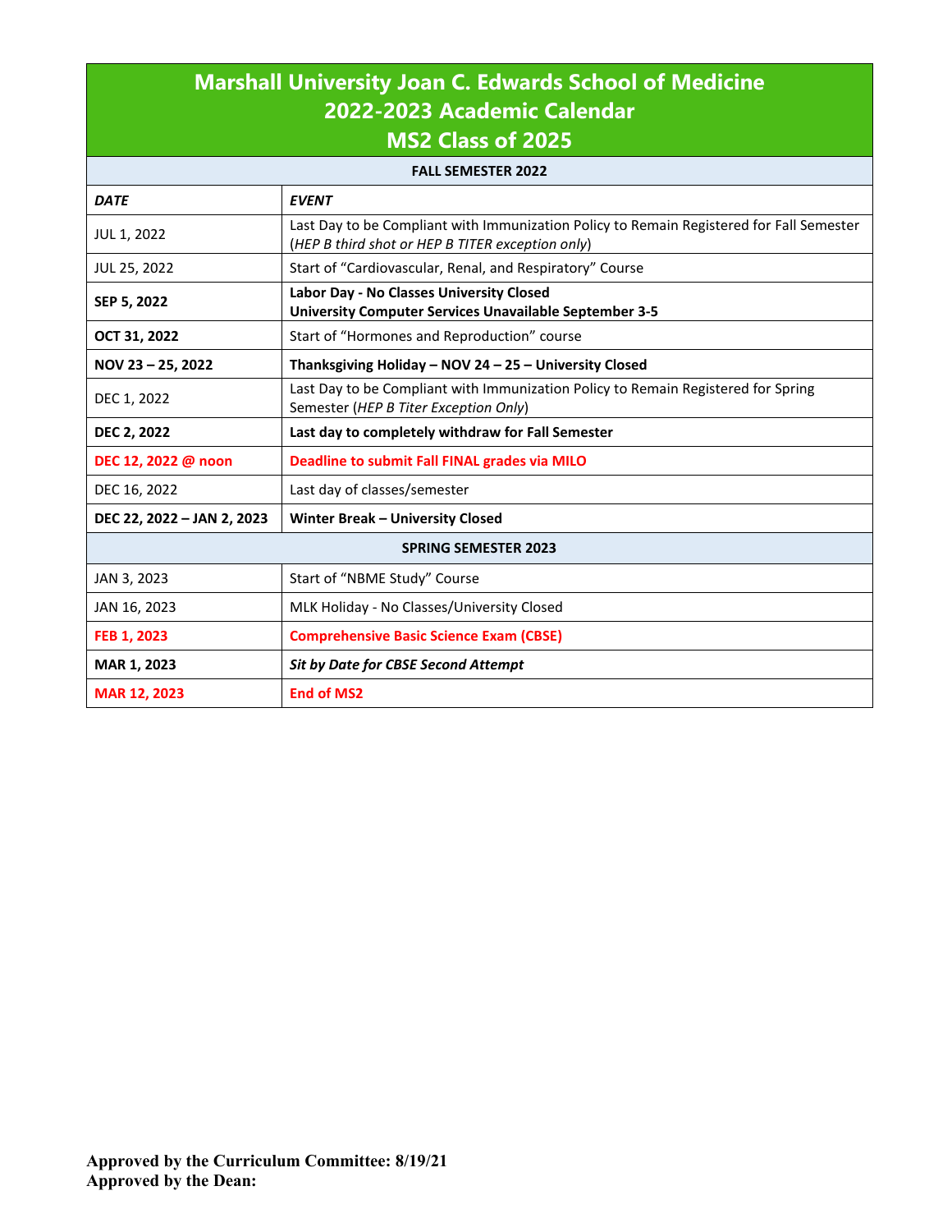# Marshall University Joan C. Edwards School of Medicine
# 2022-2023 Academic Calendar
# MS2 Class of 2025

| FALL SEMESTER 2022 | |
|---|---|
| ***DATE*** | ***EVENT*** |
| JUL 1, 2022 | Last Day to be Compliant with Immunization Policy to Remain Registered for Fall Semester (*HEP B third shot or HEP B TITER exception only*) |
| JUL 25, 2022 | Start of "Cardiovascular, Renal, and Respiratory" Course |
| **SEP 5, 2022** | **Labor Day - No Classes University Closed** **University Computer Services Unavailable September 3-5** |
| **OCT 31, 2022** | Start of "Hormones and Reproduction" course |
| **NOV 23 – 25, 2022** | **Thanksgiving Holiday – NOV 24 – 25 – University Closed** |
| DEC 1, 2022 | Last Day to be Compliant with Immunization Policy to Remain Registered for Spring Semester (*HEP B Titer Exception Only*) |
| **DEC 2, 2022** | **Last day to completely withdraw for Fall Semester** |
| **DEC 12, 2022 @ noon** | **Deadline to submit Fall FINAL grades via MILO** |
| DEC 16, 2022 | Last day of classes/semester |
| **DEC 22, 2022 – JAN 2, 2023** | **Winter Break – University Closed** |
| **SPRING SEMESTER 2023** | |
| JAN 3, 2023 | Start of "NBME Study" Course |
| JAN 16, 2023 | MLK Holiday - No Classes/University Closed |
| **FEB 1, 2023** | **Comprehensive Basic Science Exam (CBSE)** |
| **MAR 1, 2023** | ***Sit by Date for CBSE Second Attempt*** |
| **MAR 12, 2023** | **End of MS2** |

**Approved by the Curriculum Committee: 8/19/21**
**Approved by the Dean:**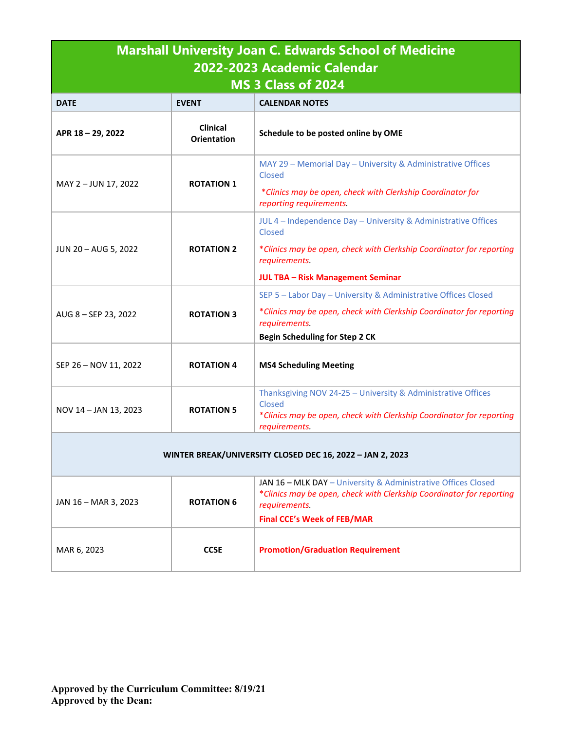# Marshall University Joan C. Edwards School of Medicine
## 2022-2023 Academic Calendar
## MS 3 Class of 2024

| DATE | EVENT | CALENDAR NOTES |
|---|---|---|
| **APR 18 – 29, 2022** | **Clinical Orientation** | **Schedule to be posted online by OME** |
| MAY 2 – JUN 17, 2022 | **ROTATION 1** | MAY 29 – Memorial Day – University & Administrative Offices Closed<br>**Clinics may be open, check with Clerkship Coordinator for reporting requirements.* |
| JUN 20 – AUG 5, 2022 | **ROTATION 2** | JUL 4 – Independence Day – University & Administrative Offices Closed<br>**Clinics may be open, check with Clerkship Coordinator for reporting requirements.*<br>**JUL TBA – Risk Management Seminar** |
| AUG 8 – SEP 23, 2022 | **ROTATION 3** | SEP 5 – Labor Day – University & Administrative Offices Closed<br>**Clinics may be open, check with Clerkship Coordinator for reporting requirements.*<br>**Begin Scheduling for Step 2 CK** |
| SEP 26 – NOV 11, 2022 | **ROTATION 4** | **MS4 Scheduling Meeting** |
| NOV 14 – JAN 13, 2023 | **ROTATION 5** | Thanksgiving NOV 24-25 – University & Administrative Offices Closed<br>**Clinics may be open, check with Clerkship Coordinator for reporting requirements.* |
| **WINTER BREAK/UNIVERSITY CLOSED DEC 16, 2022 – JAN 2, 2023** | | |
| JAN 16 – MAR 3, 2023 | **ROTATION 6** | JAN 16 – MLK DAY – University & Administrative Offices Closed<br>**Clinics may be open, check with Clerkship Coordinator for reporting requirements.*<br>**Final CCE's Week of FEB/MAR** |
| MAR 6, 2023 | **CCSE** | **Promotion/Graduation Requirement** |

**Approved by the Curriculum Committee: 8/19/21**
**Approved by the Dean:**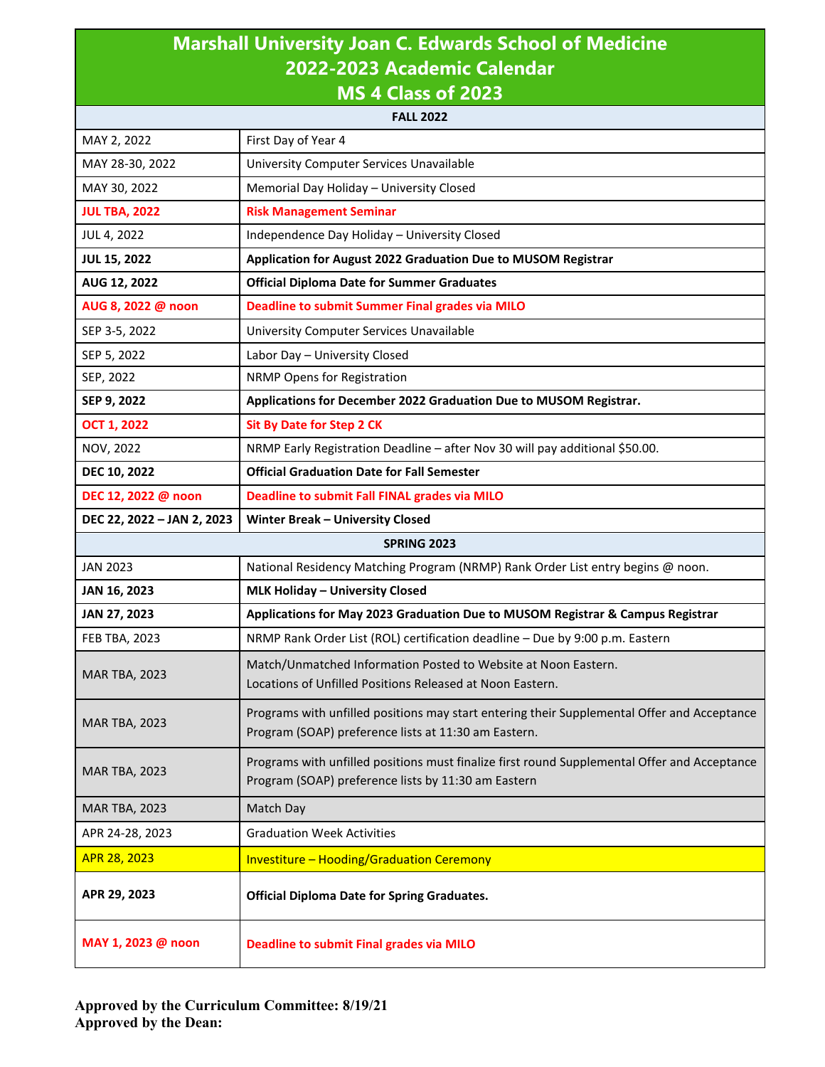# Marshall University Joan C. Edwards School of Medicine
## 2022-2023 Academic Calendar
## MS 4 Class of 2023

| | |
|---|---|
| **FALL 2022** | |
| MAY 2, 2022 | First Day of Year 4 |
| MAY 28-30, 2022 | University Computer Services Unavailable |
| MAY 30, 2022 | Memorial Day Holiday – University Closed |
| **JUL TBA, 2022** | **Risk Management Seminar** |
| JUL 4, 2022 | Independence Day Holiday – University Closed |
| **JUL 15, 2022** | **Application for August 2022 Graduation Due to MUSOM Registrar** |
| **AUG 12, 2022** | **Official Diploma Date for Summer Graduates** |
| **AUG 8, 2022 @ noon** | **Deadline to submit Summer Final grades via MILO** |
| SEP 3-5, 2022 | University Computer Services Unavailable |
| SEP 5, 2022 | Labor Day – University Closed |
| SEP, 2022 | NRMP Opens for Registration |
| **SEP 9, 2022** | **Applications for December 2022 Graduation Due to MUSOM Registrar.** |
| **OCT 1, 2022** | **Sit By Date for Step 2 CK** |
| NOV, 2022 | NRMP Early Registration Deadline – after Nov 30 will pay additional $50.00. |
| **DEC 10, 2022** | **Official Graduation Date for Fall Semester** |
| **DEC 12, 2022 @ noon** | **Deadline to submit Fall FINAL grades via MILO** |
| **DEC 22, 2022 – JAN 2, 2023** | **Winter Break – University Closed** |
| **SPRING 2023** | |
| JAN 2023 | National Residency Matching Program (NRMP) Rank Order List entry begins @ noon. |
| **JAN 16, 2023** | **MLK Holiday – University Closed** |
| **JAN 27, 2023** | **Applications for May 2023 Graduation Due to MUSOM Registrar & Campus Registrar** |
| FEB TBA, 2023 | NRMP Rank Order List (ROL) certification deadline – Due by 9:00 p.m. Eastern |
| MAR TBA, 2023 | Match/Unmatched Information Posted to Website at Noon Eastern. Locations of Unfilled Positions Released at Noon Eastern. |
| MAR TBA, 2023 | Programs with unfilled positions may start entering their Supplemental Offer and Acceptance Program (SOAP) preference lists at 11:30 am Eastern. |
| MAR TBA, 2023 | Programs with unfilled positions must finalize first round Supplemental Offer and Acceptance Program (SOAP) preference lists by 11:30 am Eastern |
| MAR TBA, 2023 | Match Day |
| APR 24-28, 2023 | Graduation Week Activities |
| APR 28, 2023 | Investiture – Hooding/Graduation Ceremony |
| **APR 29, 2023** | **Official Diploma Date for Spring Graduates.** |
| **MAY 1, 2023 @ noon** | **Deadline to submit Final grades via MILO** |

**Approved by the Curriculum Committee: 8/19/21**
**Approved by the Dean:**